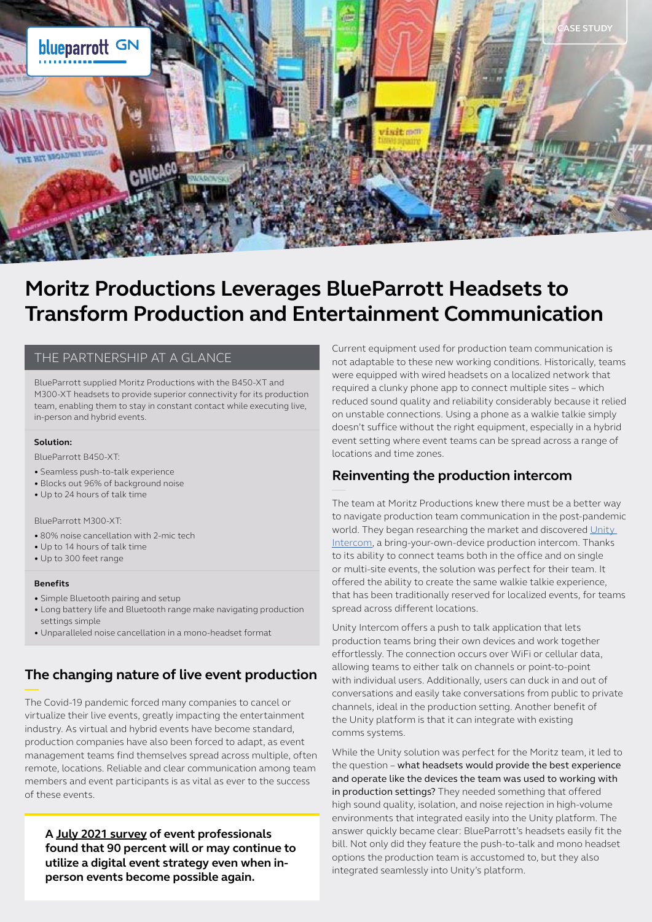CASE STUDY

# Moritz Productions Leverages BlueParrott Headsets to Transform Production and Entertainment Communication

## THE PARTNERSHIP AT A GLANCE

BlueParrott supplied Moritz Productions with the B450-XT and M300-XT headsets to provide superior connectivity for its production team, enabling them to stay in constant contact while executing live, in-person and hybrid events.

**Solution:**

BlueParrott B450-XT:

- Seamless push-to-talk experience
- Blocks out 96% of background noise
- Up to 24 hours of talk time

BlueParrott M300-XT:

- 80% noise cancellation with 2-mic tech
- Up to 14 hours of talk time
- Up to 300 feet range

**Benefits**

- Simple Bluetooth pairing and setup
- Long battery life and Bluetooth range make navigating production settings simple
- Unparalleled noise cancellation in a mono-headset format

## The changing nature of live event production

The Covid-19 pandemic forced many companies to cancel or virtualize their live events, greatly impacting the entertainment industry. As virtual and hybrid events have become standard, production companies have also been forced to adapt, as event management teams find themselves spread across multiple, often remote, locations. Reliable and clear communication among team members and event participants is as vital as ever to the success of these events.

**A July 2021 survey of event professionals found that 90 percent will or may continue to utilize a digital event strategy even when in-person events become possible again.**

Current equipment used for production team communication is not adaptable to these new working conditions. Historically, teams were equipped with wired headsets on a localized network that required a clunky phone app to connect multiple sites – which reduced sound quality and reliability considerably because it relied on unstable connections. Using a phone as a walkie talkie simply doesn't suffice without the right equipment, especially in a hybrid event setting where event teams can be spread across a range of locations and time zones.

## Reinventing the production intercom

The team at Moritz Productions knew there must be a better way to navigate production team communication in the post-pandemic world. They began researching the market and discovered Unity Intercom, a bring-your-own-device production intercom. Thanks to its ability to connect teams both in the office and on single or multi-site events, the solution was perfect for their team. It offered the ability to create the same walkie talkie experience, that has been traditionally reserved for localized events, for teams spread across different locations.

Unity Intercom offers a push to talk application that lets production teams bring their own devices and work together effortlessly. The connection occurs over WiFi or cellular data, allowing teams to either talk on channels or point-to-point with individual users. Additionally, users can duck in and out of conversations and easily take conversations from public to private channels, ideal in the production setting. Another benefit of the Unity platform is that it can integrate with existing comms systems.

While the Unity solution was perfect for the Moritz team, it led to the question – what headsets would provide the best experience and operate like the devices the team was used to working with in production settings? They needed something that offered high sound quality, isolation, and noise rejection in high-volume environments that integrated easily into the Unity platform. The answer quickly became clear: BlueParrott's headsets easily fit the bill. Not only did they feature the push-to-talk and mono headset options the production team is accustomed to, but they also integrated seamlessly into Unity's platform.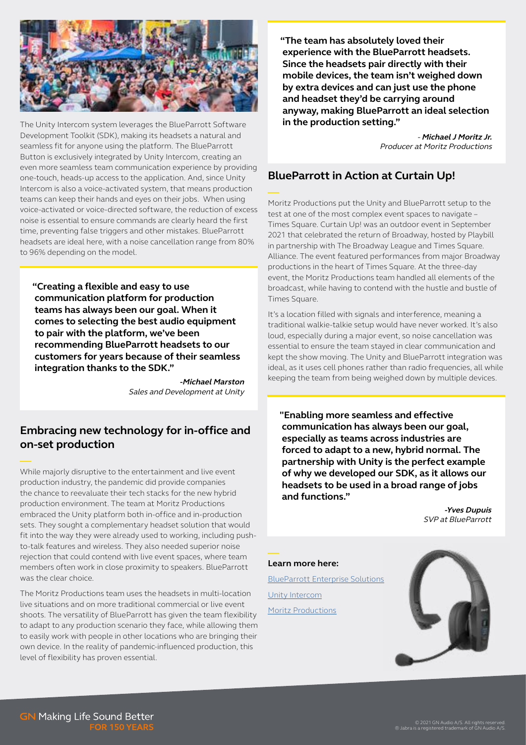The Unity Intercom system leverages the BlueParrott Software Development Toolkit (SDK), making its headsets a natural and seamless fit for anyone using the platform. The BlueParrott Button is exclusively integrated by Unity Intercom, creating an even more seamless team communication experience by providing one-touch, heads-up access to the application. And, since Unity Intercom is also a voice-activated system, that means production teams can keep their hands and eyes on their jobs. When using voice-activated or voice-directed software, the reduction of excess noise is essential to ensure commands are clearly heard the first time, preventing false triggers and other mistakes. BlueParrott headsets are ideal here, with a noise cancellation range from 80% to 96% depending on the model.

> **"Creating a flexible and easy to use communication platform for production teams has always been our goal. When it comes to selecting the best audio equipment to pair with the platform, we've been recommending BlueParrott headsets to our customers for years because of their seamless integration thanks to the SDK."**
>
> ***-Michael Marston***
> *Sales and Development at Unity*

## Embracing new technology for in-office and on-set production

While majorly disruptive to the entertainment and live event production industry, the pandemic did provide companies the chance to reevaluate their tech stacks for the new hybrid production environment. The team at Moritz Productions embraced the Unity platform both in-office and in-production sets. They sought a complementary headset solution that would fit into the way they were already used to working, including push-to-talk features and wireless. They also needed superior noise rejection that could contend with live event spaces, where team members often work in close proximity to speakers. BlueParrott was the clear choice.

The Moritz Productions team uses the headsets in multi-location live situations and on more traditional commercial or live event shoots. The versatility of BlueParrott has given the team flexibility to adapt to any production scenario they face, while allowing them to easily work with people in other locations who are bringing their own device. In the reality of pandemic-influenced production, this level of flexibility has proven essential.

> **"The team has absolutely loved their experience with the BlueParrott headsets. Since the headsets pair directly with their mobile devices, the team isn't weighed down by extra devices and can just use the phone and headset they'd be carrying around anyway, making BlueParrott an ideal selection in the production setting."**
>
> *- **Michael J Moritz Jr.***
> *Producer at Moritz Productions*

## BlueParrott in Action at Curtain Up!

Moritz Productions put the Unity and BlueParrott setup to the test at one of the most complex event spaces to navigate – Times Square. Curtain Up! was an outdoor event in September 2021 that celebrated the return of Broadway, hosted by Playbill in partnership with The Broadway League and Times Square. Alliance. The event featured performances from major Broadway productions in the heart of Times Square. At the three-day event, the Moritz Productions team handled all elements of the broadcast, while having to contend with the hustle and bustle of Times Square.

It's a location filled with signals and interference, meaning a traditional walkie-talkie setup would have never worked. It's also loud, especially during a major event, so noise cancellation was essential to ensure the team stayed in clear communication and kept the show moving. The Unity and BlueParrott integration was ideal, as it uses cell phones rather than radio frequencies, all while keeping the team from being weighed down by multiple devices.

> **"Enabling more seamless and effective communication has always been our goal, especially as teams across industries are forced to adapt to a new, hybrid normal. The partnership with Unity is the perfect example of why we developed our SDK, as it allows our headsets to be used in a broad range of jobs and functions."**
>
> ***-Yves Dupuis***
> *SVP at BlueParrott*

**Learn more here:**

BlueParrott Enterprise Solutions

Unity Intercom

Moritz Productions

GN Making Life Sound Better FOR 150 YEARS

© 2021 GN Audio A/S. All rights reserved. ® Jabra is a registered trademark of GN Audio A/S.